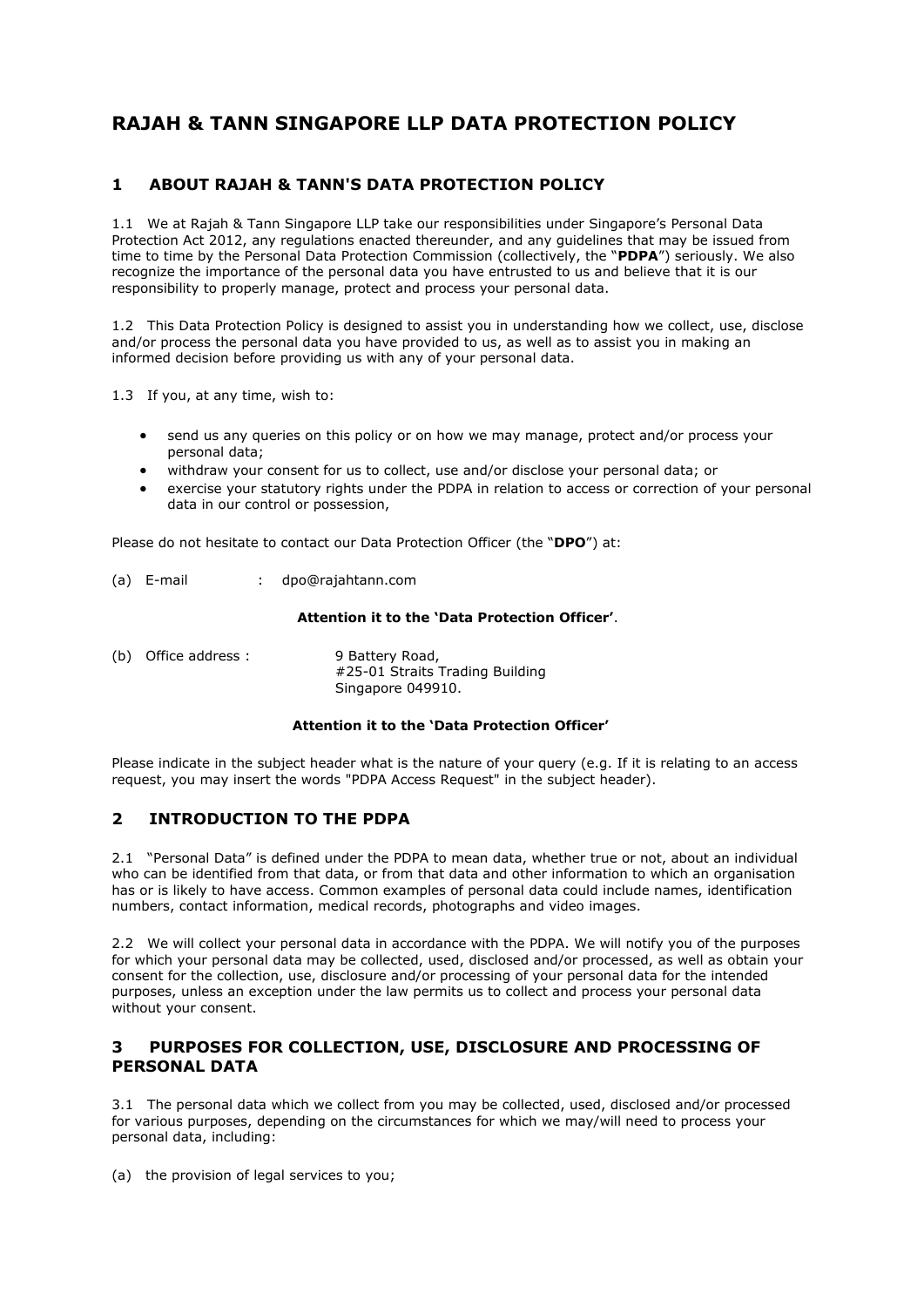# RAJAH & TANN SINGAPORE LLP DATA PROTECTION POLICY

## 1 ABOUT RAJAH & TANN'S DATA PROTECTION POLICY

1.1 We at Rajah & Tann Singapore LLP take our responsibilities under Singapore's Personal Data Protection Act 2012, any regulations enacted thereunder, and any guidelines that may be issued from time to time by the Personal Data Protection Commission (collectively, the "**PDPA**") seriously. We also recognize the importance of the personal data you have entrusted to us and believe that it is our responsibility to properly manage, protect and process your personal data.

1.2 This Data Protection Policy is designed to assist you in understanding how we collect, use, disclose and/or process the personal data you have provided to us, as well as to assist you in making an informed decision before providing us with any of your personal data.

1.3 If you, at any time, wish to:

- send us any queries on this policy or on how we may manage, protect and/or process your personal data;
- withdraw your consent for us to collect, use and/or disclose your personal data; or
- exercise your statutory rights under the PDPA in relation to access or correction of your personal data in our control or possession,

Please do not hesitate to contact our Data Protection Officer (the "**DPO**") at:

(a) E-mail : dpo@rajahtann.com

**Attention it to the 'Data Protection Officer'**.

(b) Office address : 9 Battery Road,
#25-01 Straits Trading Building
Singapore 049910.

**Attention it to the 'Data Protection Officer'**

Please indicate in the subject header what is the nature of your query (e.g. If it is relating to an access request, you may insert the words "PDPA Access Request" in the subject header).

## 2 INTRODUCTION TO THE PDPA

2.1 "Personal Data" is defined under the PDPA to mean data, whether true or not, about an individual who can be identified from that data, or from that data and other information to which an organisation has or is likely to have access. Common examples of personal data could include names, identification numbers, contact information, medical records, photographs and video images.

2.2 We will collect your personal data in accordance with the PDPA. We will notify you of the purposes for which your personal data may be collected, used, disclosed and/or processed, as well as obtain your consent for the collection, use, disclosure and/or processing of your personal data for the intended purposes, unless an exception under the law permits us to collect and process your personal data without your consent.

## 3 PURPOSES FOR COLLECTION, USE, DISCLOSURE AND PROCESSING OF PERSONAL DATA

3.1 The personal data which we collect from you may be collected, used, disclosed and/or processed for various purposes, depending on the circumstances for which we may/will need to process your personal data, including:

(a) the provision of legal services to you;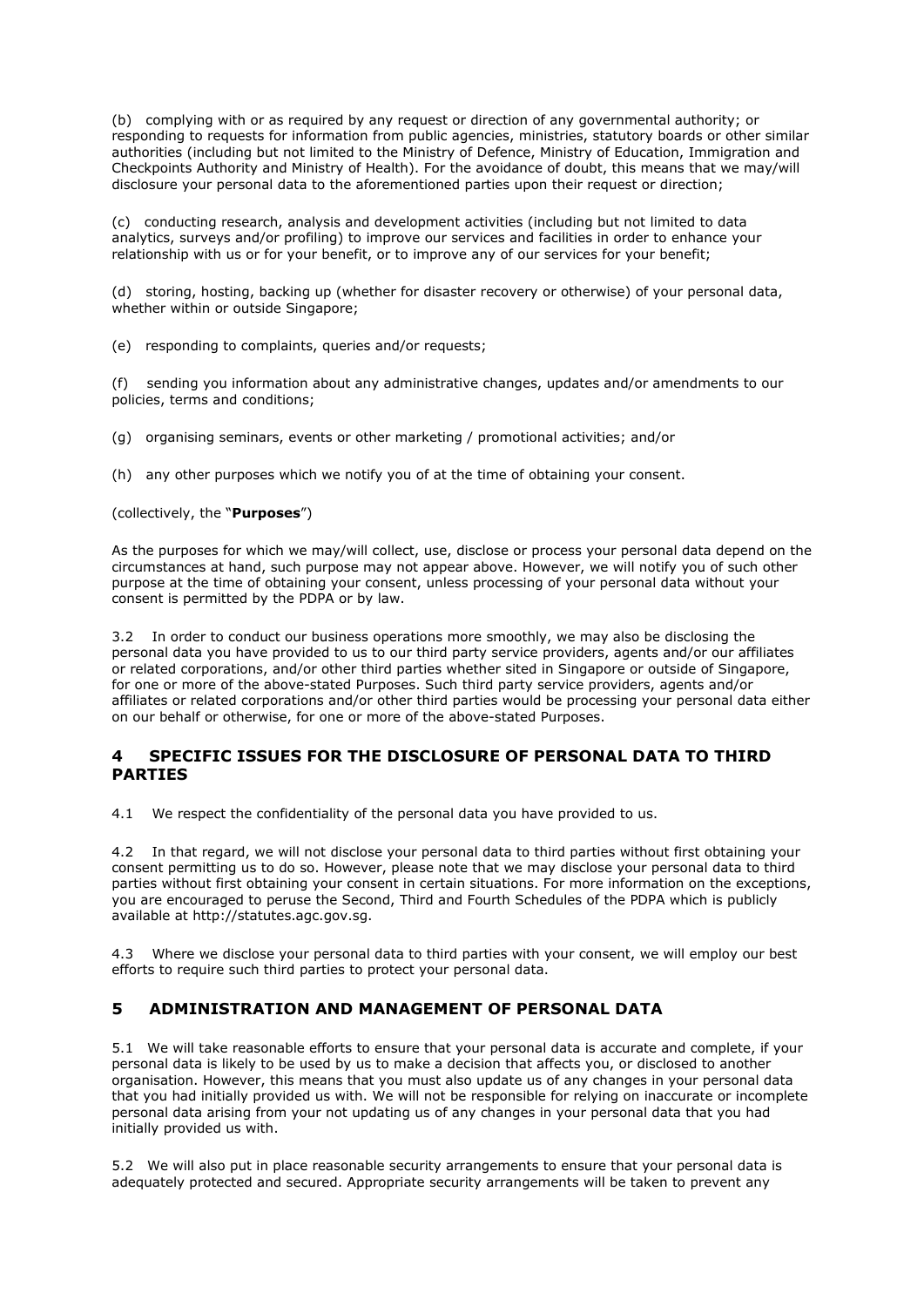(b) complying with or as required by any request or direction of any governmental authority; or responding to requests for information from public agencies, ministries, statutory boards or other similar authorities (including but not limited to the Ministry of Defence, Ministry of Education, Immigration and Checkpoints Authority and Ministry of Health). For the avoidance of doubt, this means that we may/will disclosure your personal data to the aforementioned parties upon their request or direction;

(c) conducting research, analysis and development activities (including but not limited to data analytics, surveys and/or profiling) to improve our services and facilities in order to enhance your relationship with us or for your benefit, or to improve any of our services for your benefit;

(d) storing, hosting, backing up (whether for disaster recovery or otherwise) of your personal data, whether within or outside Singapore;

(e) responding to complaints, queries and/or requests;

(f) sending you information about any administrative changes, updates and/or amendments to our policies, terms and conditions;

(g) organising seminars, events or other marketing / promotional activities; and/or

(h) any other purposes which we notify you of at the time of obtaining your consent.

(collectively, the "**Purposes**")

As the purposes for which we may/will collect, use, disclose or process your personal data depend on the circumstances at hand, such purpose may not appear above. However, we will notify you of such other purpose at the time of obtaining your consent, unless processing of your personal data without your consent is permitted by the PDPA or by law.

3.2 In order to conduct our business operations more smoothly, we may also be disclosing the personal data you have provided to us to our third party service providers, agents and/or our affiliates or related corporations, and/or other third parties whether sited in Singapore or outside of Singapore, for one or more of the above-stated Purposes. Such third party service providers, agents and/or affiliates or related corporations and/or other third parties would be processing your personal data either on our behalf or otherwise, for one or more of the above-stated Purposes.

## 4 SPECIFIC ISSUES FOR THE DISCLOSURE OF PERSONAL DATA TO THIRD PARTIES

4.1 We respect the confidentiality of the personal data you have provided to us.

4.2 In that regard, we will not disclose your personal data to third parties without first obtaining your consent permitting us to do so. However, please note that we may disclose your personal data to third parties without first obtaining your consent in certain situations. For more information on the exceptions, you are encouraged to peruse the Second, Third and Fourth Schedules of the PDPA which is publicly available at http://statutes.agc.gov.sg.

4.3 Where we disclose your personal data to third parties with your consent, we will employ our best efforts to require such third parties to protect your personal data.

## 5 ADMINISTRATION AND MANAGEMENT OF PERSONAL DATA

5.1 We will take reasonable efforts to ensure that your personal data is accurate and complete, if your personal data is likely to be used by us to make a decision that affects you, or disclosed to another organisation. However, this means that you must also update us of any changes in your personal data that you had initially provided us with. We will not be responsible for relying on inaccurate or incomplete personal data arising from your not updating us of any changes in your personal data that you had initially provided us with.

5.2 We will also put in place reasonable security arrangements to ensure that your personal data is adequately protected and secured. Appropriate security arrangements will be taken to prevent any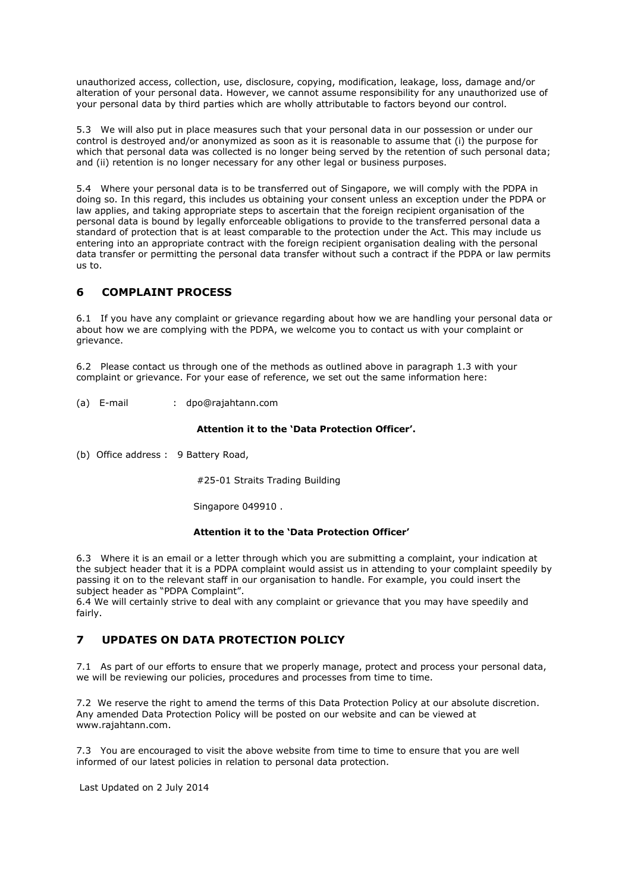unauthorized access, collection, use, disclosure, copying, modification, leakage, loss, damage and/or alteration of your personal data. However, we cannot assume responsibility for any unauthorized use of your personal data by third parties which are wholly attributable to factors beyond our control.

5.3 We will also put in place measures such that your personal data in our possession or under our control is destroyed and/or anonymized as soon as it is reasonable to assume that (i) the purpose for which that personal data was collected is no longer being served by the retention of such personal data; and (ii) retention is no longer necessary for any other legal or business purposes.

5.4 Where your personal data is to be transferred out of Singapore, we will comply with the PDPA in doing so. In this regard, this includes us obtaining your consent unless an exception under the PDPA or law applies, and taking appropriate steps to ascertain that the foreign recipient organisation of the personal data is bound by legally enforceable obligations to provide to the transferred personal data a standard of protection that is at least comparable to the protection under the Act. This may include us entering into an appropriate contract with the foreign recipient organisation dealing with the personal data transfer or permitting the personal data transfer without such a contract if the PDPA or law permits us to.

## 6 COMPLAINT PROCESS

6.1 If you have any complaint or grievance regarding about how we are handling your personal data or about how we are complying with the PDPA, we welcome you to contact us with your complaint or grievance.

6.2 Please contact us through one of the methods as outlined above in paragraph 1.3 with your complaint or grievance. For your ease of reference, we set out the same information here:

(a) E-mail : dpo@rajahtann.com

**Attention it to the 'Data Protection Officer'.**

(b) Office address : 9 Battery Road,

#25-01 Straits Trading Building

Singapore 049910 .

**Attention it to the 'Data Protection Officer'**

6.3 Where it is an email or a letter through which you are submitting a complaint, your indication at the subject header that it is a PDPA complaint would assist us in attending to your complaint speedily by passing it on to the relevant staff in our organisation to handle. For example, you could insert the subject header as "PDPA Complaint".

6.4 We will certainly strive to deal with any complaint or grievance that you may have speedily and fairly.

## 7 UPDATES ON DATA PROTECTION POLICY

7.1 As part of our efforts to ensure that we properly manage, protect and process your personal data, we will be reviewing our policies, procedures and processes from time to time.

7.2 We reserve the right to amend the terms of this Data Protection Policy at our absolute discretion. Any amended Data Protection Policy will be posted on our website and can be viewed at www.rajahtann.com.

7.3 You are encouraged to visit the above website from time to time to ensure that you are well informed of our latest policies in relation to personal data protection.

Last Updated on 2 July 2014